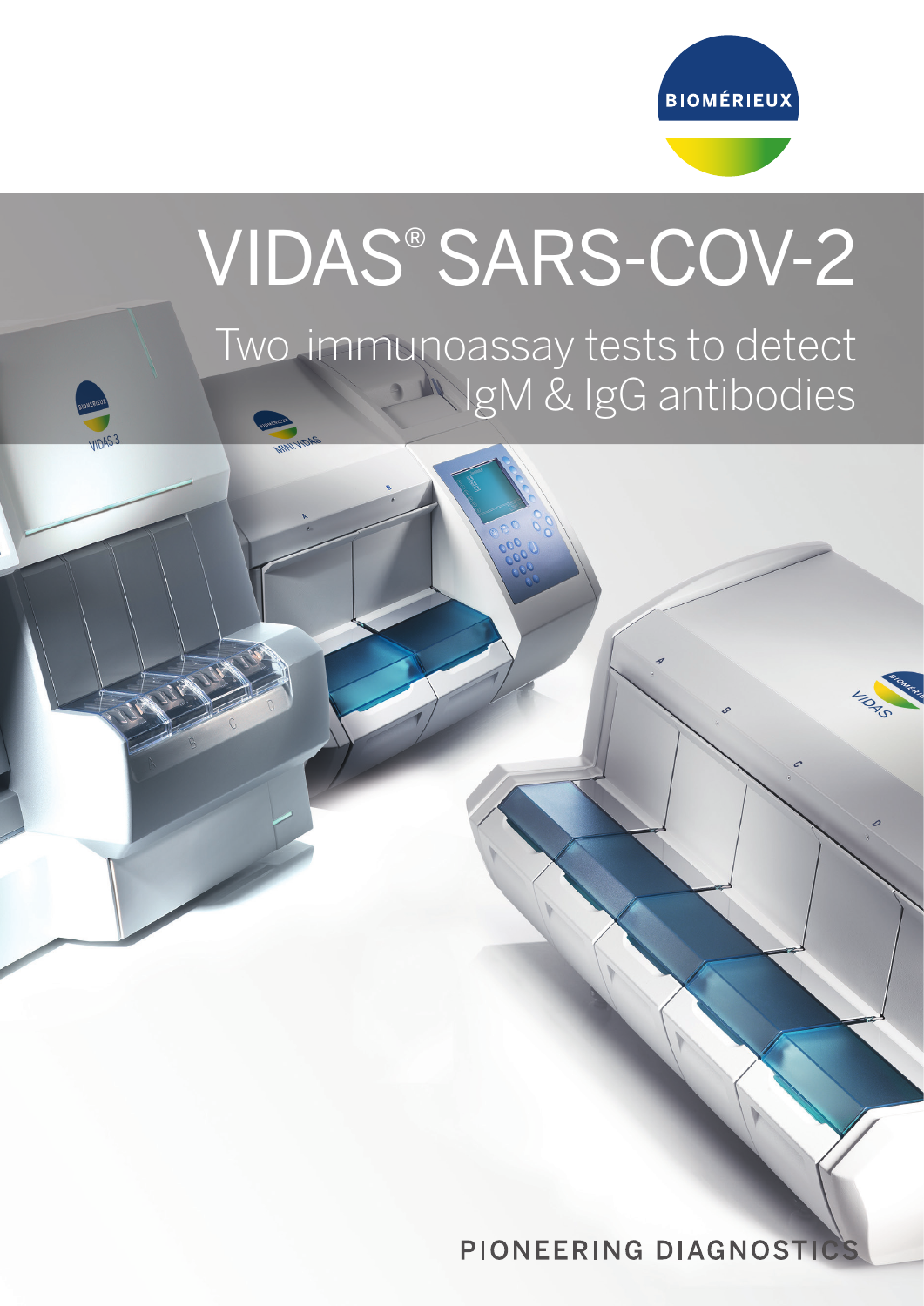BIOMÉRIEUX

# VIDAS® SARS-COV-2

## Two immunoassay tests to detect IgM & IgG antibodies

PIONEERING DIAGNOSTICS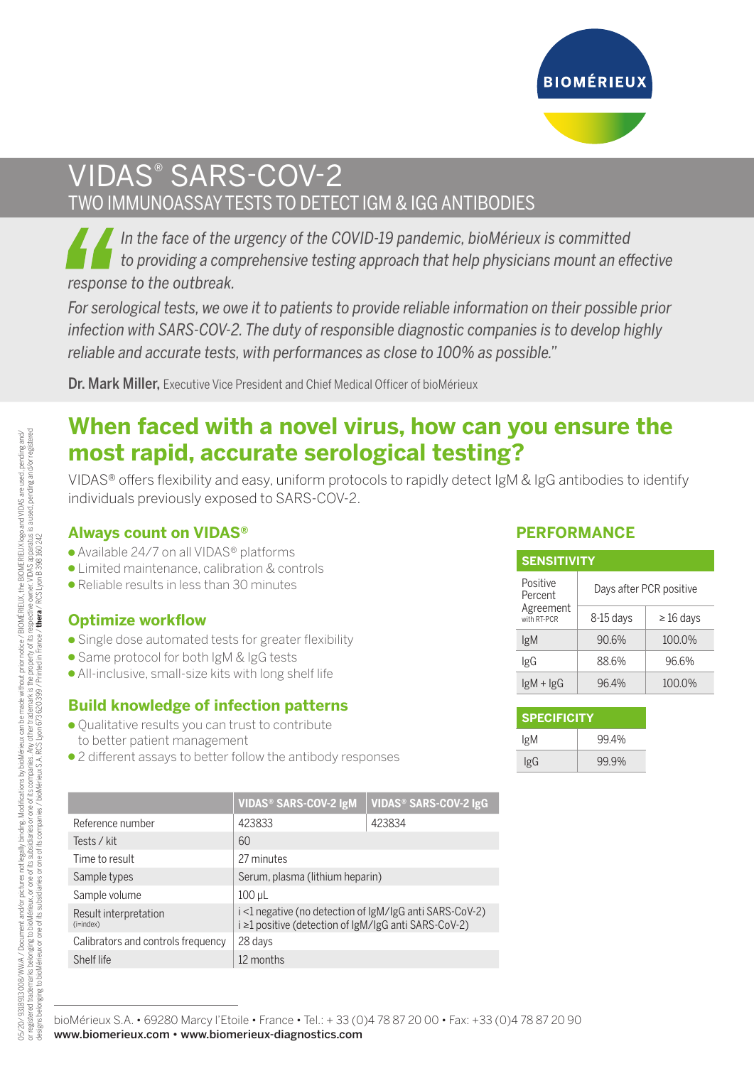# VIDAS® SARS-COV-2

## TWO IMMUNOASSAY TESTS TO DETECT IGM & IGG ANTIBODIES

*"In the face of the urgency of the COVID-19 pandemic, bioMérieux is committed to providing a comprehensive testing approach that help physicians mount an effective response to the outbreak.*

*For serological tests, we owe it to patients to provide reliable information on their possible prior infection with SARS-COV-2. The duty of responsible diagnostic companies is to develop highly reliable and accurate tests, with performances as close to 100% as possible."*

**Dr. Mark Miller,** Executive Vice President and Chief Medical Officer of bioMérieux

## When faced with a novel virus, how can you ensure the most rapid, accurate serological testing?

VIDAS® offers flexibility and easy, uniform protocols to rapidly detect IgM & IgG antibodies to identify individuals previously exposed to SARS-COV-2.

### Always count on VIDAS®

- Available 24/7 on all VIDAS® platforms
- Limited maintenance, calibration & controls
- Reliable results in less than 30 minutes

### Optimize workflow

- Single dose automated tests for greater flexibility
- Same protocol for both IgM & IgG tests
- All-inclusive, small-size kits with long shelf life

### Build knowledge of infection patterns

- Qualitative results you can trust to contribute to better patient management
- 2 different assays to better follow the antibody responses

### PERFORMANCE

**SENSITIVITY**

| Positive Percent Agreement with RT-PCR | Days after PCR positive | |
|---|---|---|
| | 8-15 days | ≥ 16 days |
| IgM | 90.6% | 100.0% |
| IgG | 88.6% | 96.6% |
| IgM + IgG | 96.4% | 100.0% |

**SPECIFICITY**

| | |
|---|---|
| IgM | 99.4% |
| IgG | 99.9% |

| | VIDAS® SARS-COV-2 IgM | VIDAS® SARS-COV-2 IgG |
|---|---|---|
| Reference number | 423833 | 423834 |
| Tests / kit | 60 | |
| Time to result | 27 minutes | |
| Sample types | Serum, plasma (lithium heparin) | |
| Sample volume | 100 µL | |
| Result interpretation (i=index) | i <1 negative (no detection of IgM/IgG anti SARS-CoV-2)<br>i ≥1 positive (detection of IgM/IgG anti SARS-CoV-2) | |
| Calibrators and controls frequency | 28 days | |
| Shelf life | 12 months | |

05/20 / 9318913 008/WW/A / Document and/or pictures not legally binding. Modifications by bioMérieux can be made without prior notice / BIOMÉRIEUX, the BIOMÉRIEUX logo and VIDAS are used, pending and/or registered trademarks belonging to bioMérieux, or one of its subsidiaries or one of its companies. Any other trademark is the property of its respective owner. VIDAS apparatus is a used, pending and/or registered designs belonging to bioMérieux or one of its subsidiaries or one of its companies / bioMérieux S.A. RCS Lyon 673 620 399 / Printed in France / **thera** / RCS Lyon B 398 160 242

bioMérieux S.A. • 69280 Marcy l'Etoile • France • Tel.: + 33 (0)4 78 87 20 00 • Fax: +33 (0)4 78 87 20 90
**www.biomerieux.com • www.biomerieux-diagnostics.com**